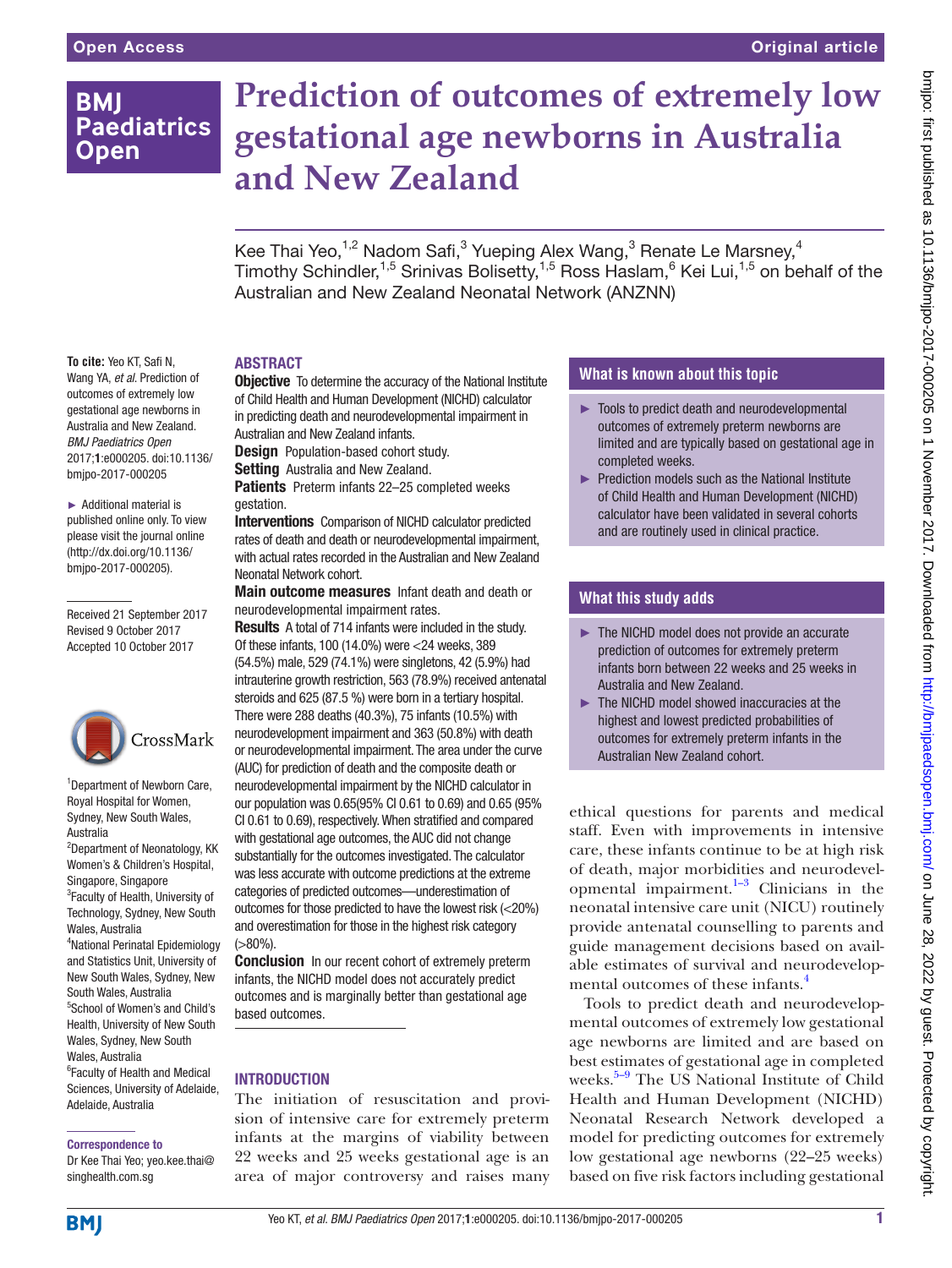Open Access

Original article

# Prediction of outcomes of extremely low gestational age newborns in Australia and New Zealand

Kee Thai Yeo,[1,2] Nadom Safi,[3] Yueping Alex Wang,[3] Renate Le Marsney,[4] Timothy Schindler,[1,5] Srinivas Bolisetty,[1,5] Ross Haslam,[6] Kei Lui,[1,5] on behalf of the Australian and New Zealand Neonatal Network (ANZNN)

**To cite:** Yeo KT, Safi N, Wang YA, *et al*. Prediction of outcomes of extremely low gestational age newborns in Australia and New Zealand. *BMJ Paediatrics Open* 2017;**1**:e000205. doi:10.1136/bmjpo-2017-000205

► Additional material is published online only. To view please visit the journal online (http://dx.doi.org/10.1136/bmjpo-2017-000205).

Received 21 September 2017
Revised 9 October 2017
Accepted 10 October 2017

[1]Department of Newborn Care, Royal Hospital for Women, Sydney, New South Wales, Australia
[2]Department of Neonatology, KK Women's & Children's Hospital, Singapore, Singapore
[3]Faculty of Health, University of Technology, Sydney, New South Wales, Australia
[4]National Perinatal Epidemiology and Statistics Unit, University of New South Wales, Sydney, New South Wales, Australia
[5]School of Women's and Child's Health, University of New South Wales, Sydney, New South Wales, Australia
[6]Faculty of Health and Medical Sciences, University of Adelaide, Adelaide, Australia

**Correspondence to**
Dr Kee Thai Yeo; yeo.kee.thai@singhealth.com.sg

## ABSTRACT

**Objective** To determine the accuracy of the National Institute of Child Health and Human Development (NICHD) calculator in predicting death and neurodevelopmental impairment in Australian and New Zealand infants.

**Design** Population-based cohort study.

**Setting** Australia and New Zealand.

**Patients** Preterm infants 22–25 completed weeks gestation.

**Interventions** Comparison of NICHD calculator predicted rates of death and death or neurodevelopmental impairment, with actual rates recorded in the Australian and New Zealand Neonatal Network cohort.

**Main outcome measures** Infant death and death or neurodevelopmental impairment rates.

**Results** A total of 714 infants were included in the study. Of these infants, 100 (14.0%) were <24 weeks, 389 (54.5%) male, 529 (74.1%) were singletons, 42 (5.9%) had intrauterine growth restriction, 563 (78.9%) received antenatal steroids and 625 (87.5 %) were born in a tertiary hospital. There were 288 deaths (40.3%), 75 infants (10.5%) with neurodevelopment impairment and 363 (50.8%) with death or neurodevelopmental impairment. The area under the curve (AUC) for prediction of death and the composite death or neurodevelopmental impairment by the NICHD calculator in our population was 0.65(95% CI 0.61 to 0.69) and 0.65 (95% CI 0.61 to 0.69), respectively. When stratified and compared with gestational age outcomes, the AUC did not change substantially for the outcomes investigated. The calculator was less accurate with outcome predictions at the extreme categories of predicted outcomes—underestimation of outcomes for those predicted to have the lowest risk (<20%) and overestimation for those in the highest risk category (>80%).

**Conclusion** In our recent cohort of extremely preterm infants, the NICHD model does not accurately predict outcomes and is marginally better than gestational age based outcomes.

## What is known about this topic

- ► Tools to predict death and neurodevelopmental outcomes of extremely preterm newborns are limited and are typically based on gestational age in completed weeks.
- ► Prediction models such as the National Institute of Child Health and Human Development (NICHD) calculator have been validated in several cohorts and are routinely used in clinical practice.

## What this study adds

- ► The NICHD model does not provide an accurate prediction of outcomes for extremely preterm infants born between 22 weeks and 25 weeks in Australia and New Zealand.
- ► The NICHD model showed inaccuracies at the highest and lowest predicted probabilities of outcomes for extremely preterm infants in the Australian New Zealand cohort.

## INTRODUCTION

The initiation of resuscitation and provision of intensive care for extremely preterm infants at the margins of viability between 22 weeks and 25 weeks gestational age is an area of major controversy and raises many ethical questions for parents and medical staff. Even with improvements in intensive care, these infants continue to be at high risk of death, major morbidities and neurodevelopmental impairment.[1–3] Clinicians in the neonatal intensive care unit (NICU) routinely provide antenatal counselling to parents and guide management decisions based on available estimates of survival and neurodevelopmental outcomes of these infants.[4]

Tools to predict death and neurodevelopmental outcomes of extremely low gestational age newborns are limited and are based on best estimates of gestational age in completed weeks.[5–9] The US National Institute of Child Health and Human Development (NICHD) Neonatal Research Network developed a model for predicting outcomes for extremely low gestational age newborns (22–25 weeks) based on five risk factors including gestational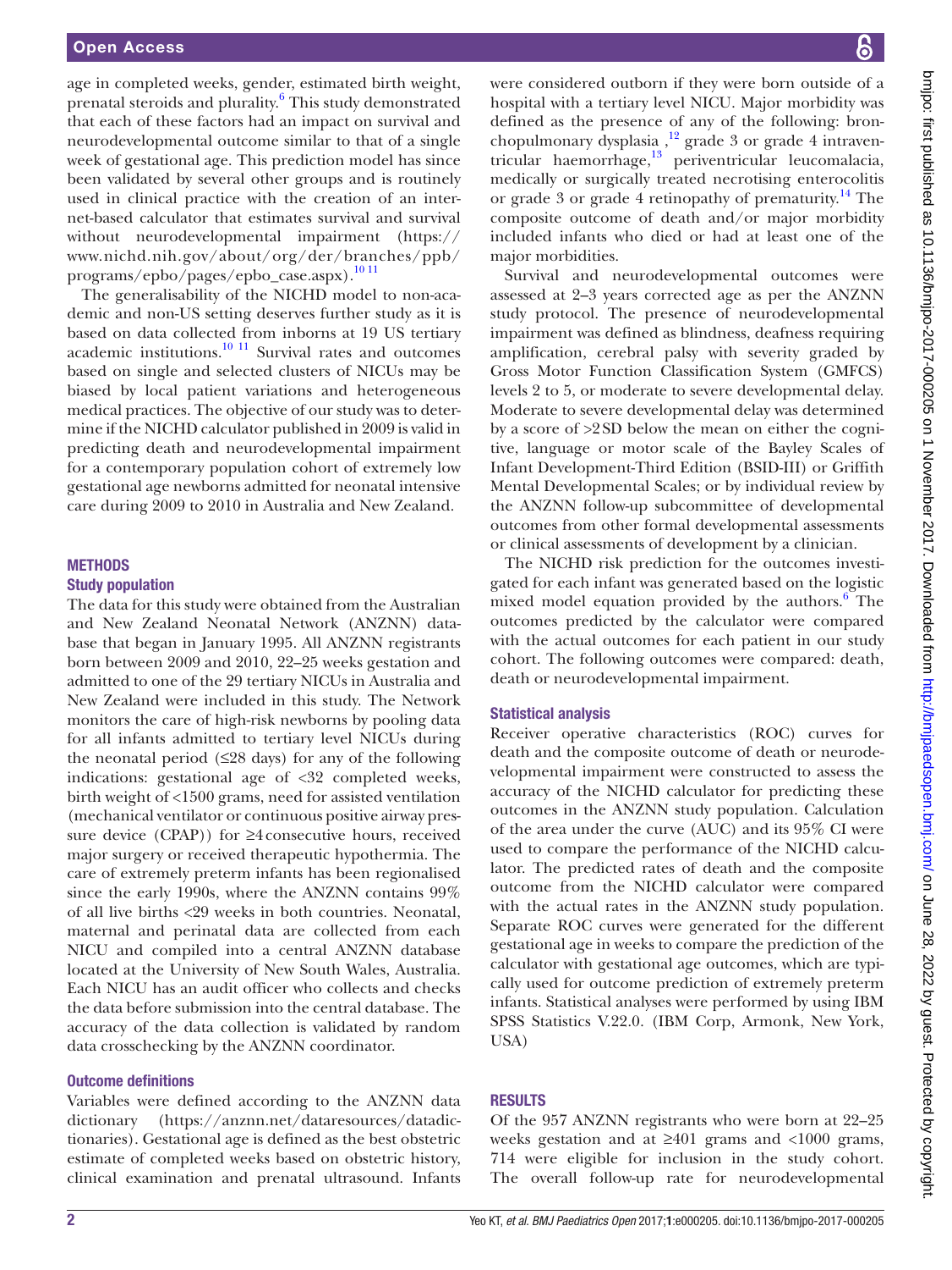age in completed weeks, gender, estimated birth weight, prenatal steroids and plurality.[6] This study demonstrated that each of these factors had an impact on survival and neurodevelopmental outcome similar to that of a single week of gestational age. This prediction model has since been validated by several other groups and is routinely used in clinical practice with the creation of an internet-based calculator that estimates survival and survival without neurodevelopmental impairment (https://www.nichd.nih.gov/about/org/der/branches/ppb/programs/epbo/pages/epbo_case.aspx).[10 11]

The generalisability of the NICHD model to non-academic and non-US setting deserves further study as it is based on data collected from inborns at 19 US tertiary academic institutions.[10 11] Survival rates and outcomes based on single and selected clusters of NICUs may be biased by local patient variations and heterogeneous medical practices. The objective of our study was to determine if the NICHD calculator published in 2009 is valid in predicting death and neurodevelopmental impairment for a contemporary population cohort of extremely low gestational age newborns admitted for neonatal intensive care during 2009 to 2010 in Australia and New Zealand.

## METHODS

### Study population

The data for this study were obtained from the Australian and New Zealand Neonatal Network (ANZNN) database that began in January 1995. All ANZNN registrants born between 2009 and 2010, 22–25 weeks gestation and admitted to one of the 29 tertiary NICUs in Australia and New Zealand were included in this study. The Network monitors the care of high-risk newborns by pooling data for all infants admitted to tertiary level NICUs during the neonatal period (≤28 days) for any of the following indications: gestational age of <32 completed weeks, birth weight of <1500 grams, need for assisted ventilation (mechanical ventilator or continuous positive airway pressure device (CPAP)) for ≥4 consecutive hours, received major surgery or received therapeutic hypothermia. The care of extremely preterm infants has been regionalised since the early 1990s, where the ANZNN contains 99% of all live births <29 weeks in both countries. Neonatal, maternal and perinatal data are collected from each NICU and compiled into a central ANZNN database located at the University of New South Wales, Australia. Each NICU has an audit officer who collects and checks the data before submission into the central database. The accuracy of the data collection is validated by random data crosschecking by the ANZNN coordinator.

### Outcome definitions

Variables were defined according to the ANZNN data dictionary (https://anznn.net/dataresources/datadictionaries). Gestational age is defined as the best obstetric estimate of completed weeks based on obstetric history, clinical examination and prenatal ultrasound. Infants were considered outborn if they were born outside of a hospital with a tertiary level NICU. Major morbidity was defined as the presence of any of the following: bronchopulmonary dysplasia ,[12] grade 3 or grade 4 intraventricular haemorrhage,[13] periventricular leucomalacia, medically or surgically treated necrotising enterocolitis or grade 3 or grade 4 retinopathy of prematurity.[14] The composite outcome of death and/or major morbidity included infants who died or had at least one of the major morbidities.

Survival and neurodevelopmental outcomes were assessed at 2–3 years corrected age as per the ANZNN study protocol. The presence of neurodevelopmental impairment was defined as blindness, deafness requiring amplification, cerebral palsy with severity graded by Gross Motor Function Classification System (GMFCS) levels 2 to 5, or moderate to severe developmental delay. Moderate to severe developmental delay was determined by a score of >2 SD below the mean on either the cognitive, language or motor scale of the Bayley Scales of Infant Development-Third Edition (BSID-III) or Griffith Mental Developmental Scales; or by individual review by the ANZNN follow-up subcommittee of developmental outcomes from other formal developmental assessments or clinical assessments of development by a clinician.

The NICHD risk prediction for the outcomes investigated for each infant was generated based on the logistic mixed model equation provided by the authors.[6] The outcomes predicted by the calculator were compared with the actual outcomes for each patient in our study cohort. The following outcomes were compared: death, death or neurodevelopmental impairment.

### Statistical analysis

Receiver operative characteristics (ROC) curves for death and the composite outcome of death or neurodevelopmental impairment were constructed to assess the accuracy of the NICHD calculator for predicting these outcomes in the ANZNN study population. Calculation of the area under the curve (AUC) and its 95% CI were used to compare the performance of the NICHD calculator. The predicted rates of death and the composite outcome from the NICHD calculator were compared with the actual rates in the ANZNN study population. Separate ROC curves were generated for the different gestational age in weeks to compare the prediction of the calculator with gestational age outcomes, which are typically used for outcome prediction of extremely preterm infants. Statistical analyses were performed by using IBM SPSS Statistics V.22.0. (IBM Corp, Armonk, New York, USA)

## RESULTS

Of the 957 ANZNN registrants who were born at 22–25 weeks gestation and at ≥401 grams and <1000 grams, 714 were eligible for inclusion in the study cohort. The overall follow-up rate for neurodevelopmental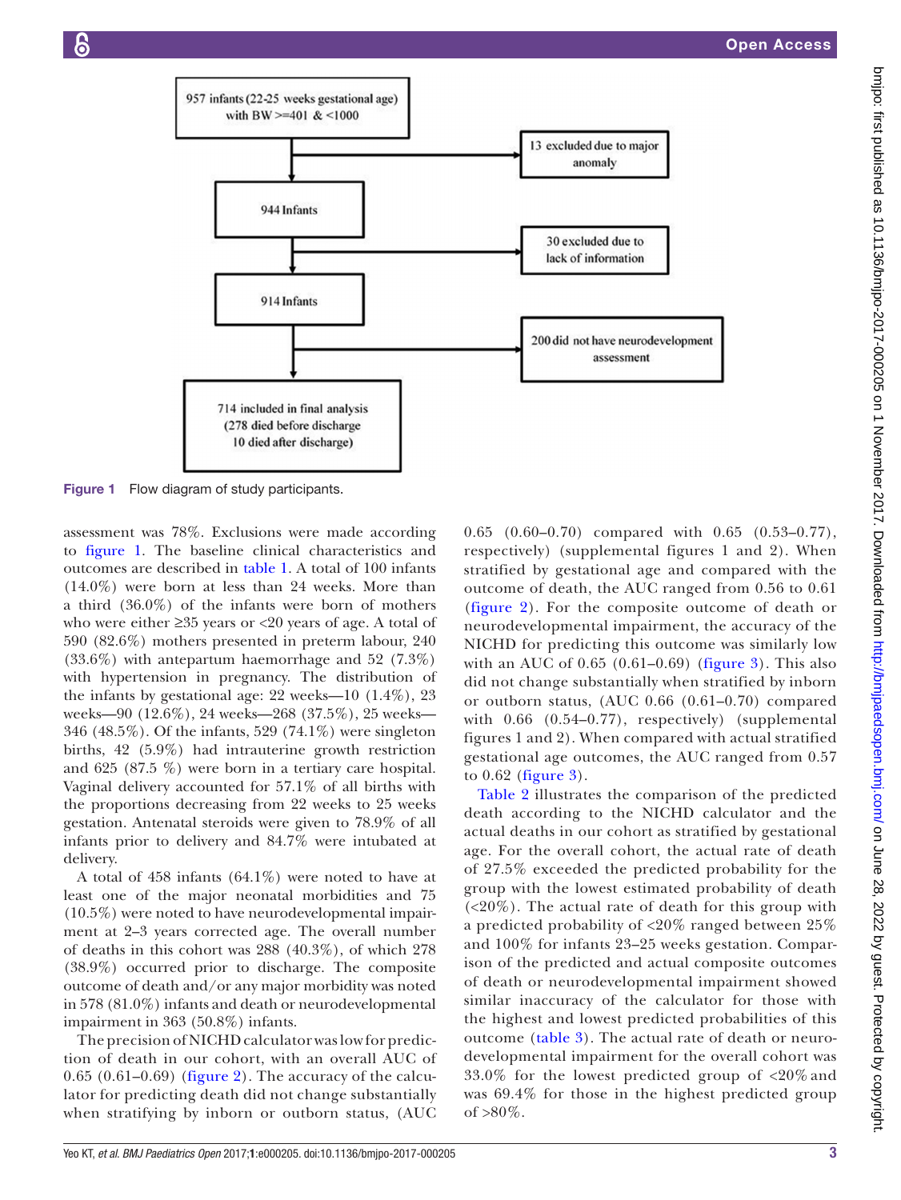957 infants (22-25 weeks gestational age) with BW >=401 & <1000

13 excluded due to major anomaly

944 Infants

30 excluded due to lack of information

914 Infants

200 did not have neurodevelopment assessment

714 included in final analysis (278 died before discharge 10 died after discharge)

**Figure 1** Flow diagram of study participants.

assessment was 78%. Exclusions were made according to figure 1. The baseline clinical characteristics and outcomes are described in table 1. A total of 100 infants (14.0%) were born at less than 24 weeks. More than a third (36.0%) of the infants were born of mothers who were either ≥35 years or <20 years of age. A total of 590 (82.6%) mothers presented in preterm labour, 240 (33.6%) with antepartum haemorrhage and 52 (7.3%) with hypertension in pregnancy. The distribution of the infants by gestational age: 22 weeks—10 (1.4%), 23 weeks—90 (12.6%), 24 weeks—268 (37.5%), 25 weeks—346 (48.5%). Of the infants, 529 (74.1%) were singleton births, 42 (5.9%) had intrauterine growth restriction and 625 (87.5 %) were born in a tertiary care hospital. Vaginal delivery accounted for 57.1% of all births with the proportions decreasing from 22 weeks to 25 weeks gestation. Antenatal steroids were given to 78.9% of all infants prior to delivery and 84.7% were intubated at delivery.

A total of 458 infants (64.1%) were noted to have at least one of the major neonatal morbidities and 75 (10.5%) were noted to have neurodevelopmental impairment at 2–3 years corrected age. The overall number of deaths in this cohort was 288 (40.3%), of which 278 (38.9%) occurred prior to discharge. The composite outcome of death and/or any major morbidity was noted in 578 (81.0%) infants and death or neurodevelopmental impairment in 363 (50.8%) infants.

The precision of NICHD calculator was low for prediction of death in our cohort, with an overall AUC of 0.65 (0.61–0.69) (figure 2). The accuracy of the calculator for predicting death did not change substantially when stratifying by inborn or outborn status, (AUC 0.65 (0.60–0.70) compared with 0.65 (0.53–0.77), respectively) (supplemental figures 1 and 2). When stratified by gestational age and compared with the outcome of death, the AUC ranged from 0.56 to 0.61 (figure 2). For the composite outcome of death or neurodevelopmental impairment, the accuracy of the NICHD for predicting this outcome was similarly low with an AUC of 0.65 (0.61–0.69) (figure 3). This also did not change substantially when stratified by inborn or outborn status, (AUC 0.66 (0.61–0.70) compared with 0.66 (0.54–0.77), respectively) (supplemental figures 1 and 2). When compared with actual stratified gestational age outcomes, the AUC ranged from 0.57 to 0.62 (figure 3).

Table 2 illustrates the comparison of the predicted death according to the NICHD calculator and the actual deaths in our cohort as stratified by gestational age. For the overall cohort, the actual rate of death of 27.5% exceeded the predicted probability for the group with the lowest estimated probability of death (<20%). The actual rate of death for this group with a predicted probability of <20% ranged between 25% and 100% for infants 23–25 weeks gestation. Comparison of the predicted and actual composite outcomes of death or neurodevelopmental impairment showed similar inaccuracy of the calculator for those with the highest and lowest predicted probabilities of this outcome (table 3). The actual rate of death or neurodevelopmental impairment for the overall cohort was 33.0% for the lowest predicted group of <20% and was 69.4% for those in the highest predicted group of >80%.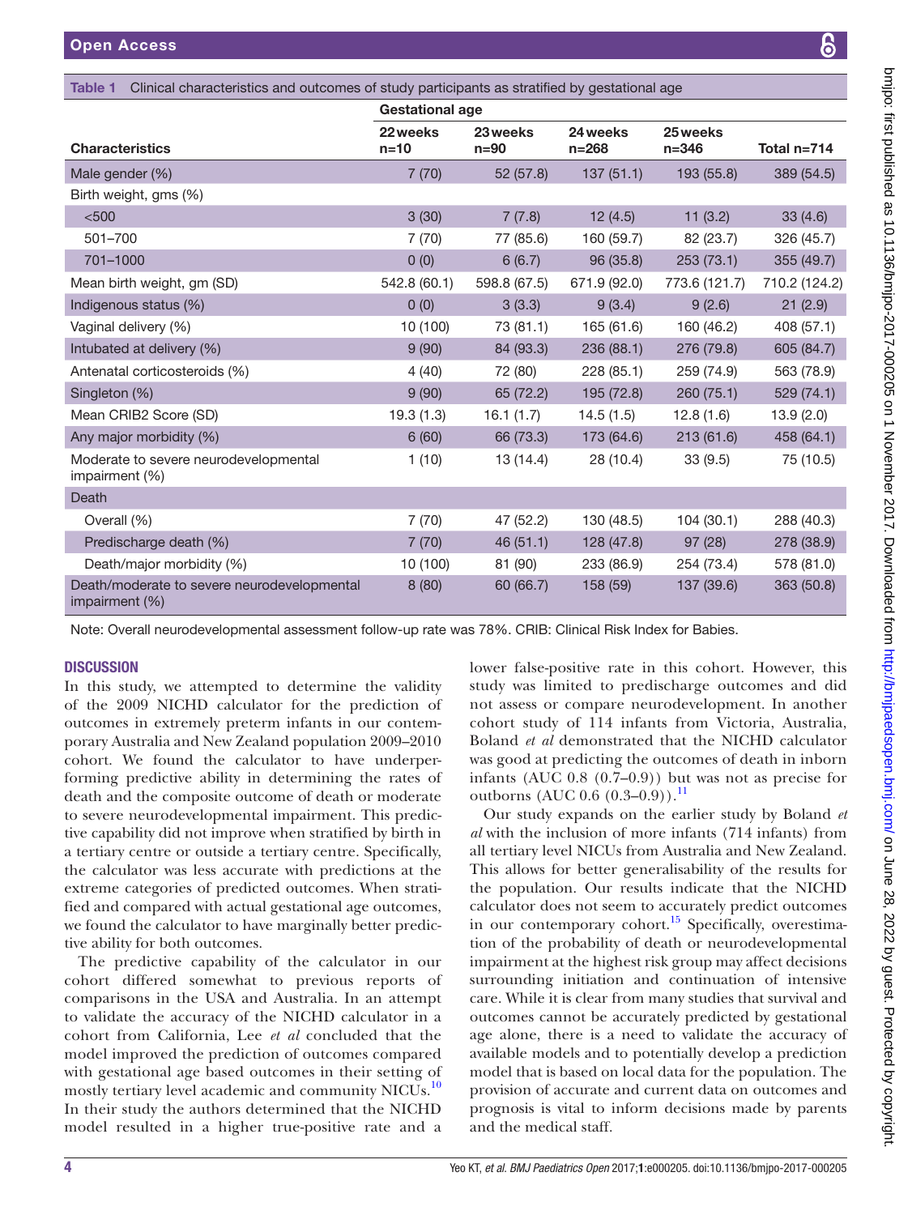Table 1 Clinical characteristics and outcomes of study participants as stratified by gestational age

| Characteristics | Gestational age 22 weeks n=10 | 23 weeks n=90 | 24 weeks n=268 | 25 weeks n=346 | Total n=714 |
|---|---|---|---|---|---|
| Male gender (%) | 7 (70) | 52 (57.8) | 137 (51.1) | 193 (55.8) | 389 (54.5) |
| Birth weight, gms (%) | | | | | |
| <500 | 3 (30) | 7 (7.8) | 12 (4.5) | 11 (3.2) | 33 (4.6) |
| 501–700 | 7 (70) | 77 (85.6) | 160 (59.7) | 82 (23.7) | 326 (45.7) |
| 701–1000 | 0 (0) | 6 (6.7) | 96 (35.8) | 253 (73.1) | 355 (49.7) |
| Mean birth weight, gm (SD) | 542.8 (60.1) | 598.8 (67.5) | 671.9 (92.0) | 773.6 (121.7) | 710.2 (124.2) |
| Indigenous status (%) | 0 (0) | 3 (3.3) | 9 (3.4) | 9 (2.6) | 21 (2.9) |
| Vaginal delivery (%) | 10 (100) | 73 (81.1) | 165 (61.6) | 160 (46.2) | 408 (57.1) |
| Intubated at delivery (%) | 9 (90) | 84 (93.3) | 236 (88.1) | 276 (79.8) | 605 (84.7) |
| Antenatal corticosteroids (%) | 4 (40) | 72 (80) | 228 (85.1) | 259 (74.9) | 563 (78.9) |
| Singleton (%) | 9 (90) | 65 (72.2) | 195 (72.8) | 260 (75.1) | 529 (74.1) |
| Mean CRIB2 Score (SD) | 19.3 (1.3) | 16.1 (1.7) | 14.5 (1.5) | 12.8 (1.6) | 13.9 (2.0) |
| Any major morbidity (%) | 6 (60) | 66 (73.3) | 173 (64.6) | 213 (61.6) | 458 (64.1) |
| Moderate to severe neurodevelopmental impairment (%) | 1 (10) | 13 (14.4) | 28 (10.4) | 33 (9.5) | 75 (10.5) |
| Death | | | | | |
| Overall (%) | 7 (70) | 47 (52.2) | 130 (48.5) | 104 (30.1) | 288 (40.3) |
| Predischarge death (%) | 7 (70) | 46 (51.1) | 128 (47.8) | 97 (28) | 278 (38.9) |
| Death/major morbidity (%) | 10 (100) | 81 (90) | 233 (86.9) | 254 (73.4) | 578 (81.0) |
| Death/moderate to severe neurodevelopmental impairment (%) | 8 (80) | 60 (66.7) | 158 (59) | 137 (39.6) | 363 (50.8) |

Note: Overall neurodevelopmental assessment follow-up rate was 78%. CRIB: Clinical Risk Index for Babies.

## DISCUSSION

In this study, we attempted to determine the validity of the 2009 NICHD calculator for the prediction of outcomes in extremely preterm infants in our contemporary Australia and New Zealand population 2009–2010 cohort. We found the calculator to have underperforming predictive ability in determining the rates of death and the composite outcome of death or moderate to severe neurodevelopmental impairment. This predictive capability did not improve when stratified by birth in a tertiary centre or outside a tertiary centre. Specifically, the calculator was less accurate with predictions at the extreme categories of predicted outcomes. When stratified and compared with actual gestational age outcomes, we found the calculator to have marginally better predictive ability for both outcomes.

The predictive capability of the calculator in our cohort differed somewhat to previous reports of comparisons in the USA and Australia. In an attempt to validate the accuracy of the NICHD calculator in a cohort from California, Lee *et al* concluded that the model improved the prediction of outcomes compared with gestational age based outcomes in their setting of mostly tertiary level academic and community NICUs.[10] In their study the authors determined that the NICHD model resulted in a higher true-positive rate and a lower false-positive rate in this cohort. However, this study was limited to predischarge outcomes and did not assess or compare neurodevelopment. In another cohort study of 114 infants from Victoria, Australia, Boland *et al* demonstrated that the NICHD calculator was good at predicting the outcomes of death in inborn infants (AUC 0.8 (0.7–0.9)) but was not as precise for outborns (AUC 0.6 (0.3–0.9)).[11]

Our study expands on the earlier study by Boland *et al* with the inclusion of more infants (714 infants) from all tertiary level NICUs from Australia and New Zealand. This allows for better generalisability of the results for the population. Our results indicate that the NICHD calculator does not seem to accurately predict outcomes in our contemporary cohort.[15] Specifically, overestimation of the probability of death or neurodevelopmental impairment at the highest risk group may affect decisions surrounding initiation and continuation of intensive care. While it is clear from many studies that survival and outcomes cannot be accurately predicted by gestational age alone, there is a need to validate the accuracy of available models and to potentially develop a prediction model that is based on local data for the population. The provision of accurate and current data on outcomes and prognosis is vital to inform decisions made by parents and the medical staff.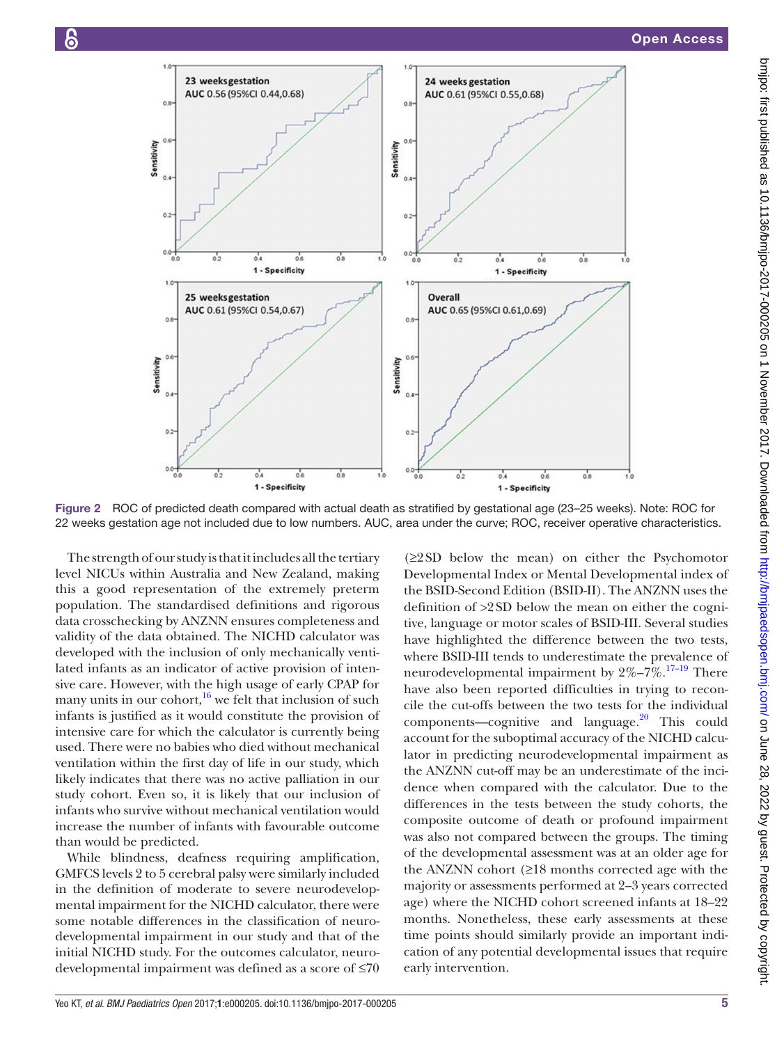Figure 2 ROC of predicted death compared with actual death as stratified by gestational age (23–25 weeks). Note: ROC for 22 weeks gestation age not included due to low numbers. AUC, area under the curve; ROC, receiver operative characteristics.

The strength of our study is that it includes all the tertiary level NICUs within Australia and New Zealand, making this a good representation of the extremely preterm population. The standardised definitions and rigorous data crosschecking by ANZNN ensures completeness and validity of the data obtained. The NICHD calculator was developed with the inclusion of only mechanically ventilated infants as an indicator of active provision of intensive care. However, with the high usage of early CPAP for many units in our cohort,[16] we felt that inclusion of such infants is justified as it would constitute the provision of intensive care for which the calculator is currently being used. There were no babies who died without mechanical ventilation within the first day of life in our study, which likely indicates that there was no active palliation in our study cohort. Even so, it is likely that our inclusion of infants who survive without mechanical ventilation would increase the number of infants with favourable outcome than would be predicted.

While blindness, deafness requiring amplification, GMFCS levels 2 to 5 cerebral palsy were similarly included in the definition of moderate to severe neurodevelopmental impairment for the NICHD calculator, there were some notable differences in the classification of neurodevelopmental impairment in our study and that of the initial NICHD study. For the outcomes calculator, neurodevelopmental impairment was defined as a score of ≤70 (≥2 SD below the mean) on either the Psychomotor Developmental Index or Mental Developmental index of the BSID-Second Edition (BSID-II). The ANZNN uses the definition of >2 SD below the mean on either the cognitive, language or motor scales of BSID-III. Several studies have highlighted the difference between the two tests, where BSID-III tends to underestimate the prevalence of neurodevelopmental impairment by 2%–7%.[17–19] There have also been reported difficulties in trying to reconcile the cut-offs between the two tests for the individual components—cognitive and language.[20] This could account for the suboptimal accuracy of the NICHD calculator in predicting neurodevelopmental impairment as the ANZNN cut-off may be an underestimate of the incidence when compared with the calculator. Due to the differences in the tests between the study cohorts, the composite outcome of death or profound impairment was also not compared between the groups. The timing of the developmental assessment was at an older age for the ANZNN cohort (≥18 months corrected age with the majority or assessments performed at 2–3 years corrected age) where the NICHD cohort screened infants at 18–22 months. Nonetheless, these early assessments at these time points should similarly provide an important indication of any potential developmental issues that require early intervention.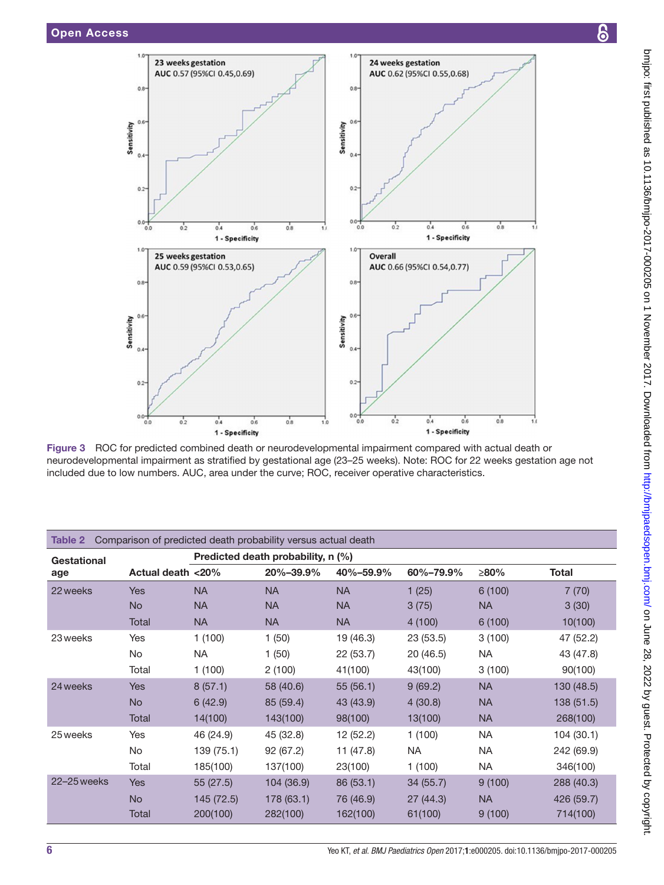Figure 3 ROC for predicted combined death or neurodevelopmental impairment compared with actual death or neurodevelopmental impairment as stratified by gestational age (23–25 weeks). Note: ROC for 22 weeks gestation age not included due to low numbers. AUC, area under the curve; ROC, receiver operative characteristics.

**Table 2** Comparison of predicted death probability versus actual death

| Gestational age | Actual death | Predicted death probability, n (%) <20% | 20%–39.9% | 40%–59.9% | 60%–79.9% | ≥80% | Total |
|---|---|---|---|---|---|---|---|
| 22 weeks | Yes | NA | NA | NA | 1 (25) | 6 (100) | 7 (70) |
| | No | NA | NA | NA | 3 (75) | NA | 3 (30) |
| | Total | NA | NA | NA | 4 (100) | 6 (100) | 10(100) |
| 23 weeks | Yes | 1 (100) | 1 (50) | 19 (46.3) | 23 (53.5) | 3 (100) | 47 (52.2) |
| | No | NA | 1 (50) | 22 (53.7) | 20 (46.5) | NA | 43 (47.8) |
| | Total | 1 (100) | 2 (100) | 41(100) | 43(100) | 3 (100) | 90(100) |
| 24 weeks | Yes | 8 (57.1) | 58 (40.6) | 55 (56.1) | 9 (69.2) | NA | 130 (48.5) |
| | No | 6 (42.9) | 85 (59.4) | 43 (43.9) | 4 (30.8) | NA | 138 (51.5) |
| | Total | 14(100) | 143(100) | 98(100) | 13(100) | NA | 268(100) |
| 25 weeks | Yes | 46 (24.9) | 45 (32.8) | 12 (52.2) | 1 (100) | NA | 104 (30.1) |
| | No | 139 (75.1) | 92 (67.2) | 11 (47.8) | NA | NA | 242 (69.9) |
| | Total | 185(100) | 137(100) | 23(100) | 1 (100) | NA | 346(100) |
| 22–25 weeks | Yes | 55 (27.5) | 104 (36.9) | 86 (53.1) | 34 (55.7) | 9 (100) | 288 (40.3) |
| | No | 145 (72.5) | 178 (63.1) | 76 (46.9) | 27 (44.3) | NA | 426 (59.7) |
| | Total | 200(100) | 282(100) | 162(100) | 61(100) | 9 (100) | 714(100) |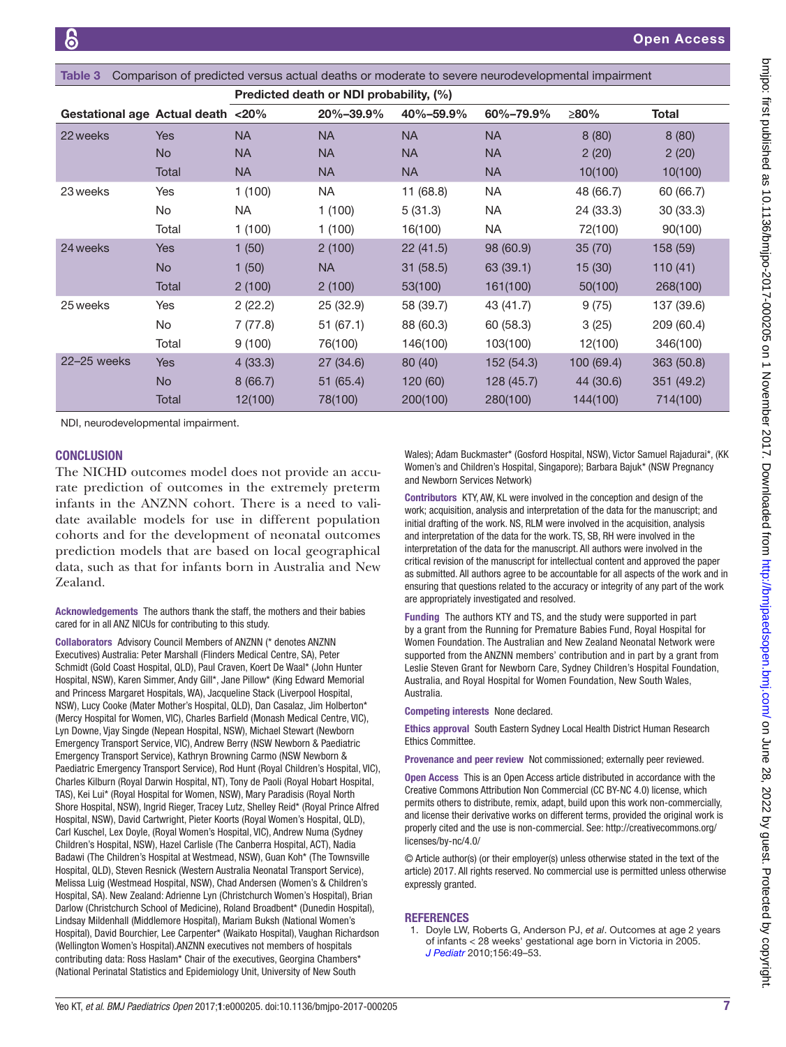Table 3 Comparison of predicted versus actual deaths or moderate to severe neurodevelopmental impairment

| Gestational age | Actual death | Predicted death or NDI probability, (%) | | | | | |
|---|---|---|---|---|---|---|---|
| | | <20% | 20%–39.9% | 40%–59.9% | 60%–79.9% | ≥80% | Total |
| 22 weeks | Yes | NA | NA | NA | NA | 8 (80) | 8 (80) |
| | No | NA | NA | NA | NA | 2 (20) | 2 (20) |
| | Total | NA | NA | NA | NA | 10(100) | 10(100) |
| 23 weeks | Yes | 1 (100) | NA | 11 (68.8) | NA | 48 (66.7) | 60 (66.7) |
| | No | NA | 1 (100) | 5 (31.3) | NA | 24 (33.3) | 30 (33.3) |
| | Total | 1 (100) | 1 (100) | 16(100) | NA | 72(100) | 90(100) |
| 24 weeks | Yes | 1 (50) | 2 (100) | 22 (41.5) | 98 (60.9) | 35 (70) | 158 (59) |
| | No | 1 (50) | NA | 31 (58.5) | 63 (39.1) | 15 (30) | 110 (41) |
| | Total | 2 (100) | 2 (100) | 53(100) | 161(100) | 50(100) | 268(100) |
| 25 weeks | Yes | 2 (22.2) | 25 (32.9) | 58 (39.7) | 43 (41.7) | 9 (75) | 137 (39.6) |
| | No | 7 (77.8) | 51 (67.1) | 88 (60.3) | 60 (58.3) | 3 (25) | 209 (60.4) |
| | Total | 9 (100) | 76(100) | 146(100) | 103(100) | 12(100) | 346(100) |
| 22–25 weeks | Yes | 4 (33.3) | 27 (34.6) | 80 (40) | 152 (54.3) | 100 (69.4) | 363 (50.8) |
| | No | 8 (66.7) | 51 (65.4) | 120 (60) | 128 (45.7) | 44 (30.6) | 351 (49.2) |
| | Total | 12(100) | 78(100) | 200(100) | 280(100) | 144(100) | 714(100) |

NDI, neurodevelopmental impairment.

## CONCLUSION

The NICHD outcomes model does not provide an accurate prediction of outcomes in the extremely preterm infants in the ANZNN cohort. There is a need to validate available models for use in different population cohorts and for the development of neonatal outcomes prediction models that are based on local geographical data, such as that for infants born in Australia and New Zealand.

**Acknowledgements** The authors thank the staff, the mothers and their babies cared for in all ANZ NICUs for contributing to this study.

**Collaborators** Advisory Council Members of ANZNN (* denotes ANZNN Executives) Australia: Peter Marshall (Flinders Medical Centre, SA), Peter Schmidt (Gold Coast Hospital, QLD), Paul Craven, Koert De Waal* (John Hunter Hospital, NSW), Karen Simmer, Andy Gill*, Jane Pillow* (King Edward Memorial and Princess Margaret Hospitals, WA), Jacqueline Stack (Liverpool Hospital, NSW), Lucy Cooke (Mater Mother's Hospital, QLD), Dan Casalaz, Jim Holberton* (Mercy Hospital for Women, VIC), Charles Barfield (Monash Medical Centre, VIC), Lyn Downe, Vjay Singde (Nepean Hospital, NSW), Michael Stewart (Newborn Emergency Transport Service, VIC), Andrew Berry (NSW Newborn & Paediatric Emergency Transport Service), Kathryn Browning Carmo (NSW Newborn & Paediatric Emergency Transport Service), Rod Hunt (Royal Children's Hospital, VIC), Charles Kilburn (Royal Darwin Hospital, NT), Tony de Paoli (Royal Hobart Hospital, TAS), Kei Lui* (Royal Hospital for Women, NSW), Mary Paradisis (Royal North Shore Hospital, NSW), Ingrid Rieger, Tracey Lutz, Shelley Reid* (Royal Prince Alfred Hospital, NSW), David Cartwright, Pieter Koorts (Royal Women's Hospital, QLD), Carl Kuschel, Lex Doyle, (Royal Women's Hospital, VIC), Andrew Numa (Sydney Children's Hospital, NSW), Hazel Carlisle (The Canberra Hospital, ACT), Nadia Badawi (The Children's Hospital at Westmead, NSW), Guan Koh* (The Townsville Hospital, QLD), Steven Resnick (Western Australia Neonatal Transport Service), Melissa Luig (Westmead Hospital, NSW), Chad Andersen (Women's & Children's Hospital, SA). New Zealand: Adrienne Lyn (Christchurch Women's Hospital), Brian Darlow (Christchurch School of Medicine), Roland Broadbent* (Dunedin Hospital), Lindsay Mildenhall (Middlemore Hospital), Mariam Buksh (National Women's Hospital), David Bourchier, Lee Carpenter* (Waikato Hospital), Vaughan Richardson (Wellington Women's Hospital).ANZNN executives not members of hospitals contributing data: Ross Haslam* Chair of the executives, Georgina Chambers* (National Perinatal Statistics and Epidemiology Unit, University of New South Wales); Adam Buckmaster* (Gosford Hospital, NSW), Victor Samuel Rajadurai*, (KK Women's and Children's Hospital, Singapore); Barbara Bajuk* (NSW Pregnancy and Newborn Services Network)

**Contributors** KTY, AW, KL were involved in the conception and design of the work; acquisition, analysis and interpretation of the data for the manuscript; and initial drafting of the work. NS, RLM were involved in the acquisition, analysis and interpretation of the data for the work. TS, SB, RH were involved in the interpretation of the data for the manuscript. All authors were involved in the critical revision of the manuscript for intellectual content and approved the paper as submitted. All authors agree to be accountable for all aspects of the work and in ensuring that questions related to the accuracy or integrity of any part of the work are appropriately investigated and resolved.

**Funding** The authors KTY and TS, and the study were supported in part by a grant from the Running for Premature Babies Fund, Royal Hospital for Women Foundation. The Australian and New Zealand Neonatal Network were supported from the ANZNN members' contribution and in part by a grant from Leslie Steven Grant for Newborn Care, Sydney Children's Hospital Foundation, Australia, and Royal Hospital for Women Foundation, New South Wales, Australia.

**Competing interests** None declared.

**Ethics approval** South Eastern Sydney Local Health District Human Research Ethics Committee.

**Provenance and peer review** Not commissioned; externally peer reviewed.

**Open Access** This is an Open Access article distributed in accordance with the Creative Commons Attribution Non Commercial (CC BY-NC 4.0) license, which permits others to distribute, remix, adapt, build upon this work non-commercially, and license their derivative works on different terms, provided the original work is properly cited and the use is non-commercial. See: http://creativecommons.org/licenses/by-nc/4.0/

© Article author(s) (or their employer(s) unless otherwise stated in the text of the article) 2017. All rights reserved. No commercial use is permitted unless otherwise expressly granted.

## REFERENCES

1. Doyle LW, Roberts G, Anderson PJ, *et al*. Outcomes at age 2 years of infants < 28 weeks' gestational age born in Victoria in 2005. *J Pediatr* 2010;156:49–53.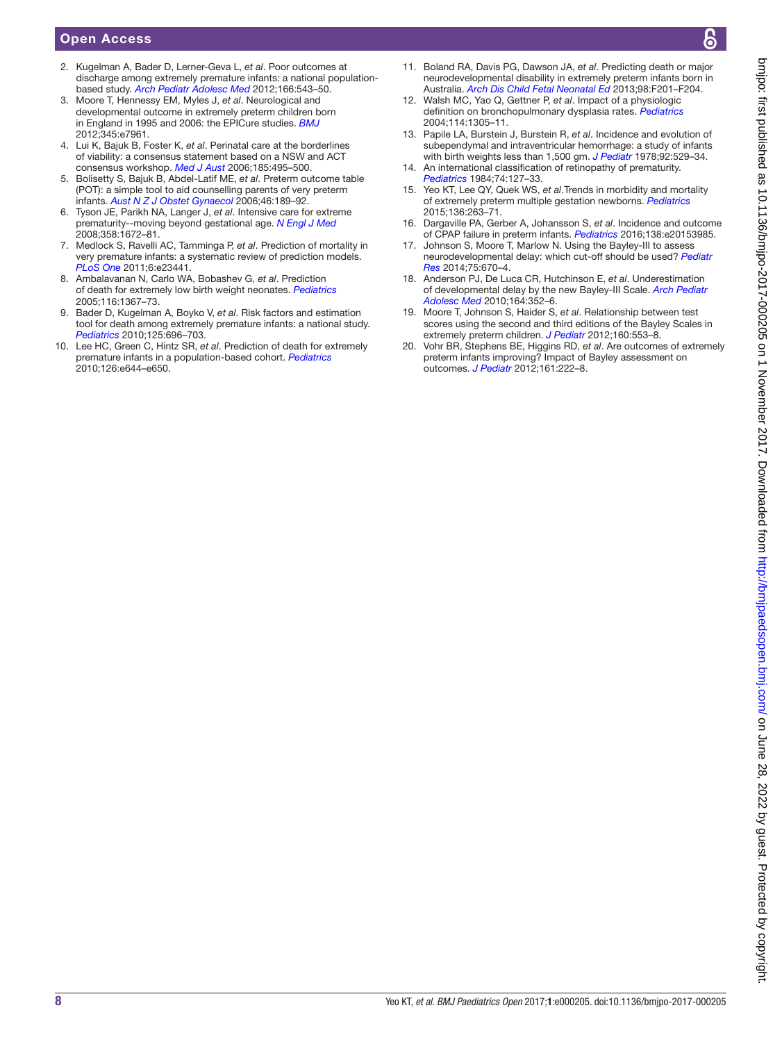2. Kugelman A, Bader D, Lerner-Geva L, *et al*. Poor outcomes at discharge among extremely premature infants: a national population-based study. *Arch Pediatr Adolesc Med* 2012;166:543–50.
3. Moore T, Hennessy EM, Myles J, *et al*. Neurological and developmental outcome in extremely preterm children born in England in 1995 and 2006: the EPICure studies. *BMJ* 2012;345:e7961.
4. Lui K, Bajuk B, Foster K, *et al*. Perinatal care at the borderlines of viability: a consensus statement based on a NSW and ACT consensus workshop. *Med J Aust* 2006;185:495–500.
5. Bolisetty S, Bajuk B, Abdel-Latif ME, *et al*. Preterm outcome table (POT): a simple tool to aid counselling parents of very preterm infants. *Aust N Z J Obstet Gynaecol* 2006;46:189–92.
6. Tyson JE, Parikh NA, Langer J, *et al*. Intensive care for extreme prematurity--moving beyond gestational age. *N Engl J Med* 2008;358:1672–81.
7. Medlock S, Ravelli AC, Tamminga P, *et al*. Prediction of mortality in very premature infants: a systematic review of prediction models. *PLoS One* 2011;6:e23441.
8. Ambalavanan N, Carlo WA, Bobashev G, *et al*. Prediction of death for extremely low birth weight neonates. *Pediatrics* 2005;116:1367–73.
9. Bader D, Kugelman A, Boyko V, *et al*. Risk factors and estimation tool for death among extremely premature infants: a national study. *Pediatrics* 2010;125:696–703.
10. Lee HC, Green C, Hintz SR, *et al*. Prediction of death for extremely premature infants in a population-based cohort. *Pediatrics* 2010;126:e644–e650.
11. Boland RA, Davis PG, Dawson JA, *et al*. Predicting death or major neurodevelopmental disability in extremely preterm infants born in Australia. *Arch Dis Child Fetal Neonatal Ed* 2013;98:F201–F204.
12. Walsh MC, Yao Q, Gettner P, *et al*. Impact of a physiologic definition on bronchopulmonary dysplasia rates. *Pediatrics* 2004;114:1305–11.
13. Papile LA, Burstein J, Burstein R, *et al*. Incidence and evolution of subependymal and intraventricular hemorrhage: a study of infants with birth weights less than 1,500 gm. *J Pediatr* 1978;92:529–34.
14. An international classification of retinopathy of prematurity. *Pediatrics* 1984;74:127–33.
15. Yeo KT, Lee QY, Quek WS, *et al*.Trends in morbidity and mortality of extremely preterm multiple gestation newborns. *Pediatrics* 2015;136:263–71.
16. Dargaville PA, Gerber A, Johansson S, *et al*. Incidence and outcome of CPAP failure in preterm infants. *Pediatrics* 2016;138:e20153985.
17. Johnson S, Moore T, Marlow N. Using the Bayley-III to assess neurodevelopmental delay: which cut-off should be used? *Pediatr Res* 2014;75:670–4.
18. Anderson PJ, De Luca CR, Hutchinson E, *et al*. Underestimation of developmental delay by the new Bayley-III Scale. *Arch Pediatr Adolesc Med* 2010;164:352–6.
19. Moore T, Johnson S, Haider S, *et al*. Relationship between test scores using the second and third editions of the Bayley Scales in extremely preterm children. *J Pediatr* 2012;160:553–8.
20. Vohr BR, Stephens BE, Higgins RD, *et al*. Are outcomes of extremely preterm infants improving? Impact of Bayley assessment on outcomes. *J Pediatr* 2012;161:222–8.